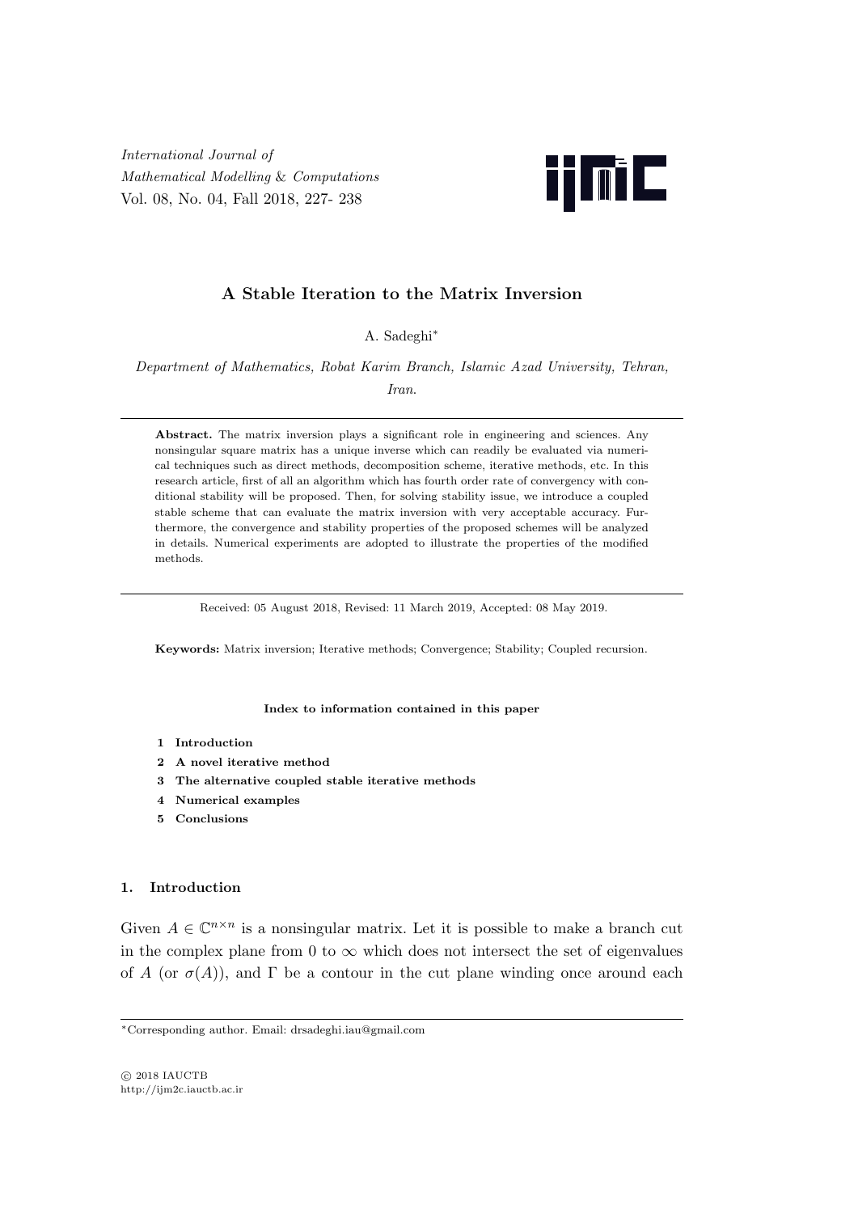# A Stable Iteration to the Matrix Inversion

A. Sadeghi*

*Department of Mathematics, Robat Karim Branch, Islamic Azad University, Tehran, Iran.*

**Abstract.** The matrix inversion plays a significant role in engineering and sciences. Any nonsingular square matrix has a unique inverse which can readily be evaluated via numerical techniques such as direct methods, decomposition scheme, iterative methods, etc. In this research article, first of all an algorithm which has fourth order rate of convergency with conditional stability will be proposed. Then, for solving stability issue, we introduce a coupled stable scheme that can evaluate the matrix inversion with very acceptable accuracy. Furthermore, the convergence and stability properties of the proposed schemes will be analyzed in details. Numerical experiments are adopted to illustrate the properties of the modified methods.

Received: 05 August 2018, Revised: 11 March 2019, Accepted: 08 May 2019.

**Keywords:** Matrix inversion; Iterative methods; Convergence; Stability; Coupled recursion.

**Index to information contained in this paper**

1. **Introduction**
2. **A novel iterative method**
3. **The alternative coupled stable iterative methods**
4. **Numerical examples**
5. **Conclusions**

## 1. Introduction

Given $A \in \mathbb{C}^{n\times n}$ is a nonsingular matrix. Let it is possible to make a branch cut in the complex plane from 0 to $\infty$ which does not intersect the set of eigenvalues of $A$ (or $\sigma(A)$), and $\Gamma$ be a contour in the cut plane winding once around each

*Corresponding author. Email: drsadeghi.iau@gmail.com

© 2018 IAUCTB
http://ijm2c.iauctb.ac.ir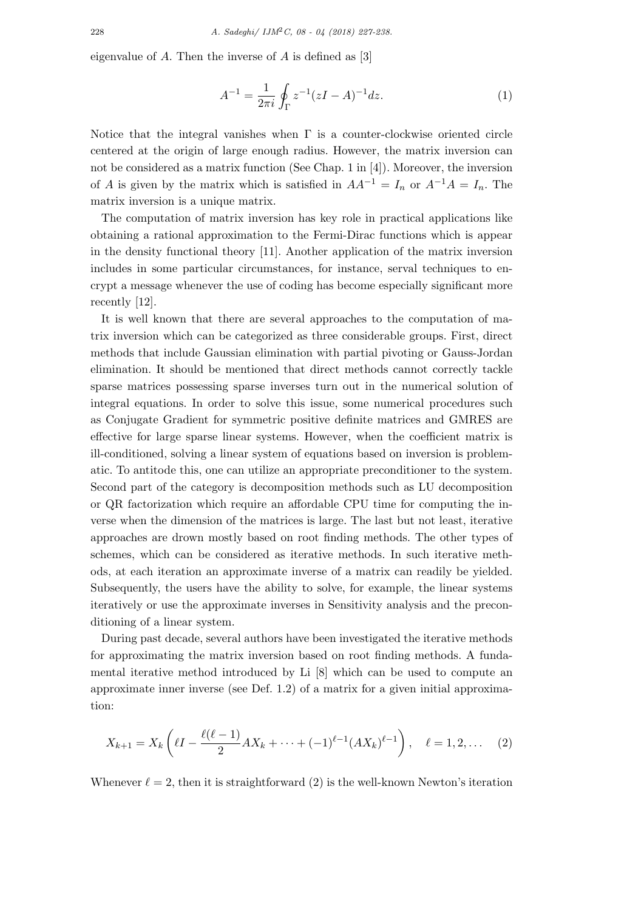eigenvalue of $A$. Then the inverse of $A$ is defined as [3]

$$A^{-1} = \frac{1}{2\pi i} \oint_{\Gamma} z^{-1}(zI - A)^{-1} dz. \tag{1}$$

Notice that the integral vanishes when $\Gamma$ is a counter-clockwise oriented circle centered at the origin of large enough radius. However, the matrix inversion can not be considered as a matrix function (See Chap. 1 in [4]). Moreover, the inversion of $A$ is given by the matrix which is satisfied in $AA^{-1} = I_n$ or $A^{-1}A = I_n$. The matrix inversion is a unique matrix.

The computation of matrix inversion has key role in practical applications like obtaining a rational approximation to the Fermi-Dirac functions which is appear in the density functional theory [11]. Another application of the matrix inversion includes in some particular circumstances, for instance, serval techniques to encrypt a message whenever the use of coding has become especially significant more recently [12].

It is well known that there are several approaches to the computation of matrix inversion which can be categorized as three considerable groups. First, direct methods that include Gaussian elimination with partial pivoting or Gauss-Jordan elimination. It should be mentioned that direct methods cannot correctly tackle sparse matrices possessing sparse inverses turn out in the numerical solution of integral equations. In order to solve this issue, some numerical procedures such as Conjugate Gradient for symmetric positive definite matrices and GMRES are effective for large sparse linear systems. However, when the coefficient matrix is ill-conditioned, solving a linear system of equations based on inversion is problematic. To antitode this, one can utilize an appropriate preconditioner to the system. Second part of the category is decomposition methods such as LU decomposition or QR factorization which require an affordable CPU time for computing the inverse when the dimension of the matrices is large. The last but not least, iterative approaches are drown mostly based on root finding methods. The other types of schemes, which can be considered as iterative methods. In such iterative methods, at each iteration an approximate inverse of a matrix can readily be yielded. Subsequently, the users have the ability to solve, for example, the linear systems iteratively or use the approximate inverses in Sensitivity analysis and the preconditioning of a linear system.

During past decade, several authors have been investigated the iterative methods for approximating the matrix inversion based on root finding methods. A fundamental iterative method introduced by Li [8] which can be used to compute an approximate inner inverse (see Def. 1.2) of a matrix for a given initial approximation:

$$X_{k+1} = X_k \left( \ell I - \frac{\ell(\ell-1)}{2} AX_k + \cdots + (-1)^{\ell-1} (AX_k)^{\ell-1} \right), \quad \ell = 1, 2, \ldots \tag{2}$$

Whenever $\ell = 2$, then it is straightforward (2) is the well-known Newton's iteration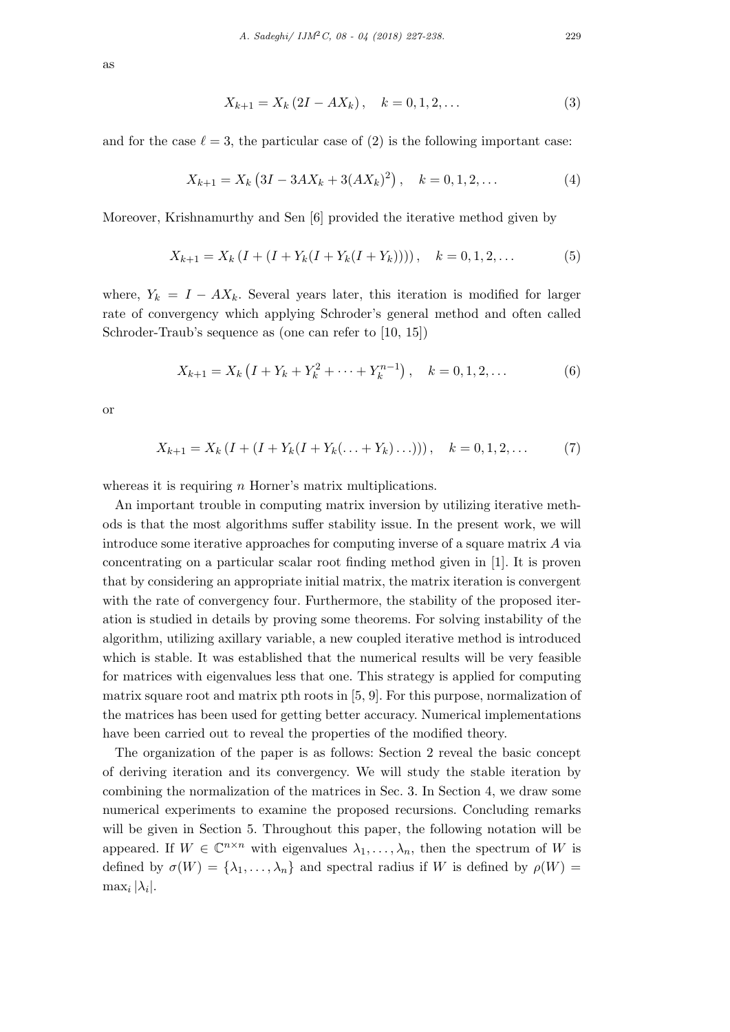as

$$X_{k+1} = X_k \left(2I - AX_k\right), \quad k = 0, 1, 2, \dots \tag{3}$$

and for the case $\ell = 3$, the particular case of (2) is the following important case:

$$X_{k+1} = X_k \left(3I - 3AX_k + 3(AX_k)^2\right), \quad k = 0, 1, 2, \dots \tag{4}$$

Moreover, Krishnamurthy and Sen [6] provided the iterative method given by

$$X_{k+1} = X_k \left(I + (I + Y_k(I + Y_k(I + Y_k)))\right), \quad k = 0, 1, 2, \dots \tag{5}$$

where, $Y_k = I - AX_k$. Several years later, this iteration is modified for larger rate of convergency which applying Schroder's general method and often called Schroder-Traub's sequence as (one can refer to [10, 15])

$$X_{k+1} = X_k \left(I + Y_k + Y_k^2 + \cdots + Y_k^{n-1}\right), \quad k = 0, 1, 2, \dots \tag{6}$$

or

$$X_{k+1} = X_k \left(I + (I + Y_k(I + Y_k(\dots + Y_k)\dots))\right), \quad k = 0, 1, 2, \dots \tag{7}$$

whereas it is requiring $n$ Horner's matrix multiplications.

An important trouble in computing matrix inversion by utilizing iterative methods is that the most algorithms suffer stability issue. In the present work, we will introduce some iterative approaches for computing inverse of a square matrix $A$ via concentrating on a particular scalar root finding method given in [1]. It is proven that by considering an appropriate initial matrix, the matrix iteration is convergent with the rate of convergency four. Furthermore, the stability of the proposed iteration is studied in details by proving some theorems. For solving instability of the algorithm, utilizing axillary variable, a new coupled iterative method is introduced which is stable. It was established that the numerical results will be very feasible for matrices with eigenvalues less that one. This strategy is applied for computing matrix square root and matrix pth roots in [5, 9]. For this purpose, normalization of the matrices has been used for getting better accuracy. Numerical implementations have been carried out to reveal the properties of the modified theory.

The organization of the paper is as follows: Section 2 reveal the basic concept of deriving iteration and its convergency. We will study the stable iteration by combining the normalization of the matrices in Sec. 3. In Section 4, we draw some numerical experiments to examine the proposed recursions. Concluding remarks will be given in Section 5. Throughout this paper, the following notation will be appeared. If $W \in \mathbb{C}^{n\times n}$ with eigenvalues $\lambda_1, \dots, \lambda_n$, then the spectrum of $W$ is defined by $\sigma(W) = \{\lambda_1, \dots, \lambda_n\}$ and spectral radius if $W$ is defined by $\rho(W) = \max_i |\lambda_i|$.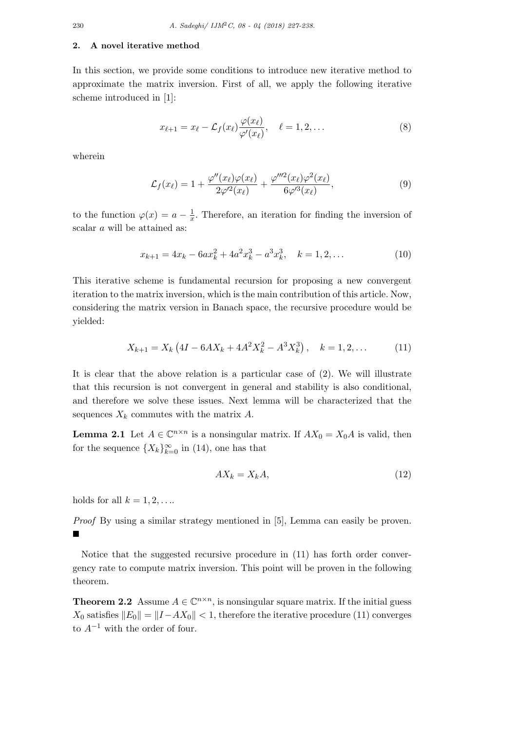## 2. A novel iterative method

In this section, we provide some conditions to introduce new iterative method to approximate the matrix inversion. First of all, we apply the following iterative scheme introduced in [1]:

$$x_{\ell+1} = x_\ell - \mathcal{L}_f(x_\ell)\frac{\varphi(x_\ell)}{\varphi'(x_\ell)}, \quad \ell = 1, 2, \dots \tag{8}$$

wherein

$$\mathcal{L}_f(x_\ell) = 1 + \frac{\varphi''(x_\ell)\varphi(x_\ell)}{2\varphi'^2(x_\ell)} + \frac{\varphi'''^2(x_\ell)\varphi^2(x_\ell)}{6\varphi'^3(x_\ell)}, \tag{9}$$

to the function $\varphi(x) = a - \frac{1}{x}$. Therefore, an iteration for finding the inversion of scalar $a$ will be attained as:

$$x_{k+1} = 4x_k - 6ax_k^2 + 4a^2x_k^3 - a^3x_k^3, \quad k = 1, 2, \dots \tag{10}$$

This iterative scheme is fundamental recursion for proposing a new convergent iteration to the matrix inversion, which is the main contribution of this article. Now, considering the matrix version in Banach space, the recursive procedure would be yielded:

$$X_{k+1} = X_k\left(4I - 6AX_k + 4A^2X_k^2 - A^3X_k^3\right), \quad k = 1, 2, \dots \tag{11}$$

It is clear that the above relation is a particular case of (2). We will illustrate that this recursion is not convergent in general and stability is also conditional, and therefore we solve these issues. Next lemma will be characterized that the sequences $X_k$ commutes with the matrix $A$.

**Lemma 2.1** Let $A \in \mathbb{C}^{n\times n}$ is a nonsingular matrix. If $AX_0 = X_0A$ is valid, then for the sequence $\{X_k\}_{k=0}^{\infty}$ in (14), one has that

$$AX_k = X_kA, \tag{12}$$

holds for all $k = 1, 2, \dots$.

*Proof* By using a similar strategy mentioned in [5], Lemma can easily be proven. ■

Notice that the suggested recursive procedure in (11) has forth order convergency rate to compute matrix inversion. This point will be proven in the following theorem.

**Theorem 2.2** Assume $A \in \mathbb{C}^{n\times n}$, is nonsingular square matrix. If the initial guess $X_0$ satisfies $\|E_0\| = \|I - AX_0\| < 1$, therefore the iterative procedure (11) converges to $A^{-1}$ with the order of four.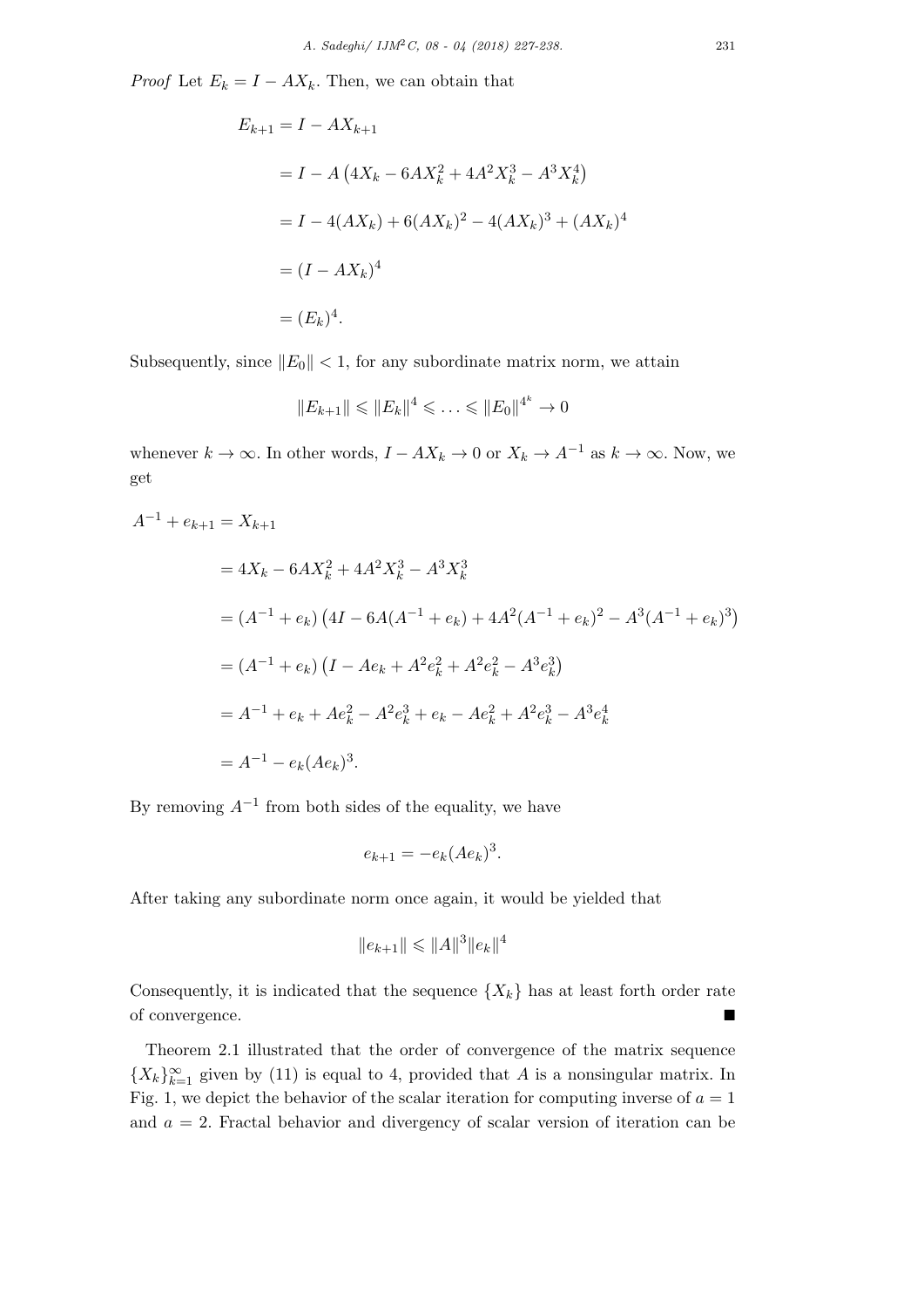*Proof* Let $E_k = I - AX_k$. Then, we can obtain that

$$
\begin{aligned}
E_{k+1} &= I - AX_{k+1} \\
&= I - A\left(4X_k - 6AX_k^2 + 4A^2X_k^3 - A^3X_k^4\right) \\
&= I - 4(AX_k) + 6(AX_k)^2 - 4(AX_k)^3 + (AX_k)^4 \\
&= (I - AX_k)^4 \\
&= (E_k)^4.
\end{aligned}
$$

Subsequently, since $\|E_0\| < 1$, for any subordinate matrix norm, we attain

$$
\|E_{k+1}\| \leqslant \|E_k\|^4 \leqslant \ldots \leqslant \|E_0\|^{4^k} \to 0
$$

whenever $k \to \infty$. In other words, $I - AX_k \to 0$ or $X_k \to A^{-1}$ as $k \to \infty$. Now, we get

$$
\begin{aligned}
A^{-1} + e_{k+1} &= X_{k+1} \\
&= 4X_k - 6AX_k^2 + 4A^2X_k^3 - A^3X_k^3 \\
&= (A^{-1} + e_k)\left(4I - 6A(A^{-1} + e_k) + 4A^2(A^{-1} + e_k)^2 - A^3(A^{-1} + e_k)^3\right) \\
&= (A^{-1} + e_k)\left(I - Ae_k + A^2e_k^2 + A^2e_k^2 - A^3e_k^3\right) \\
&= A^{-1} + e_k + Ae_k^2 - A^2e_k^3 + e_k - Ae_k^2 + A^2e_k^3 - A^3e_k^4 \\
&= A^{-1} - e_k(Ae_k)^3.
\end{aligned}
$$

By removing $A^{-1}$ from both sides of the equality, we have

$$
e_{k+1} = -e_k(Ae_k)^3.
$$

After taking any subordinate norm once again, it would be yielded that

$$
\|e_{k+1}\| \leqslant \|A\|^3 \|e_k\|^4
$$

Consequently, it is indicated that the sequence $\{X_k\}$ has at least forth order rate of convergence. ■

Theorem 2.1 illustrated that the order of convergence of the matrix sequence $\{X_k\}_{k=1}^{\infty}$ given by (11) is equal to 4, provided that $A$ is a nonsingular matrix. In Fig. 1, we depict the behavior of the scalar iteration for computing inverse of $a = 1$ and $a = 2$. Fractal behavior and divergency of scalar version of iteration can be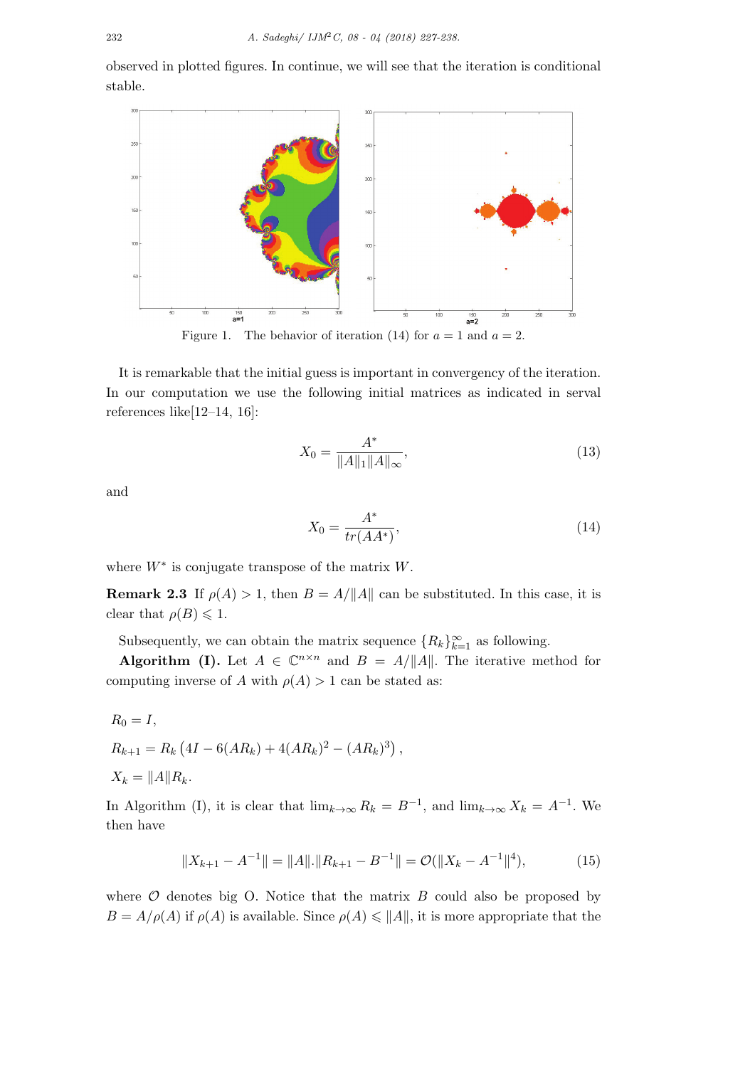observed in plotted figures. In continue, we will see that the iteration is conditional stable.

Figure 1. The behavior of iteration (14) for $a = 1$ and $a = 2$.

It is remarkable that the initial guess is important in convergency of the iteration. In our computation we use the following initial matrices as indicated in serval references like[12–14, 16]:

$$X_0 = \frac{A^*}{\|A\|_1 \|A\|_\infty}, \tag{13}$$

and

$$X_0 = \frac{A^*}{tr(AA^*)}, \tag{14}$$

where $W^*$ is conjugate transpose of the matrix $W$.

**Remark 2.3** If $\rho(A) > 1$, then $B = A/\|A\|$ can be substituted. In this case, it is clear that $\rho(B) \leqslant 1$.

Subsequently, we can obtain the matrix sequence $\{R_k\}_{k=1}^{\infty}$ as following.

**Algorithm (I).** Let $A \in \mathbb{C}^{n\times n}$ and $B = A/\|A\|$. The iterative method for computing inverse of $A$ with $\rho(A) > 1$ can be stated as:

$$R_0 = I,$$

$$R_{k+1} = R_k \left(4I - 6(AR_k) + 4(AR_k)^2 - (AR_k)^3\right),$$

$$X_k = \|A\| R_k.$$

In Algorithm (I), it is clear that $\lim_{k\to\infty} R_k = B^{-1}$, and $\lim_{k\to\infty} X_k = A^{-1}$. We then have

$$\|X_{k+1} - A^{-1}\| = \|A\|.\|R_{k+1} - B^{-1}\| = \mathcal{O}(\|X_k - A^{-1}\|^4), \tag{15}$$

where $\mathcal{O}$ denotes big O. Notice that the matrix $B$ could also be proposed by $B = A/\rho(A)$ if $\rho(A)$ is available. Since $\rho(A) \leqslant \|A\|$, it is more appropriate that the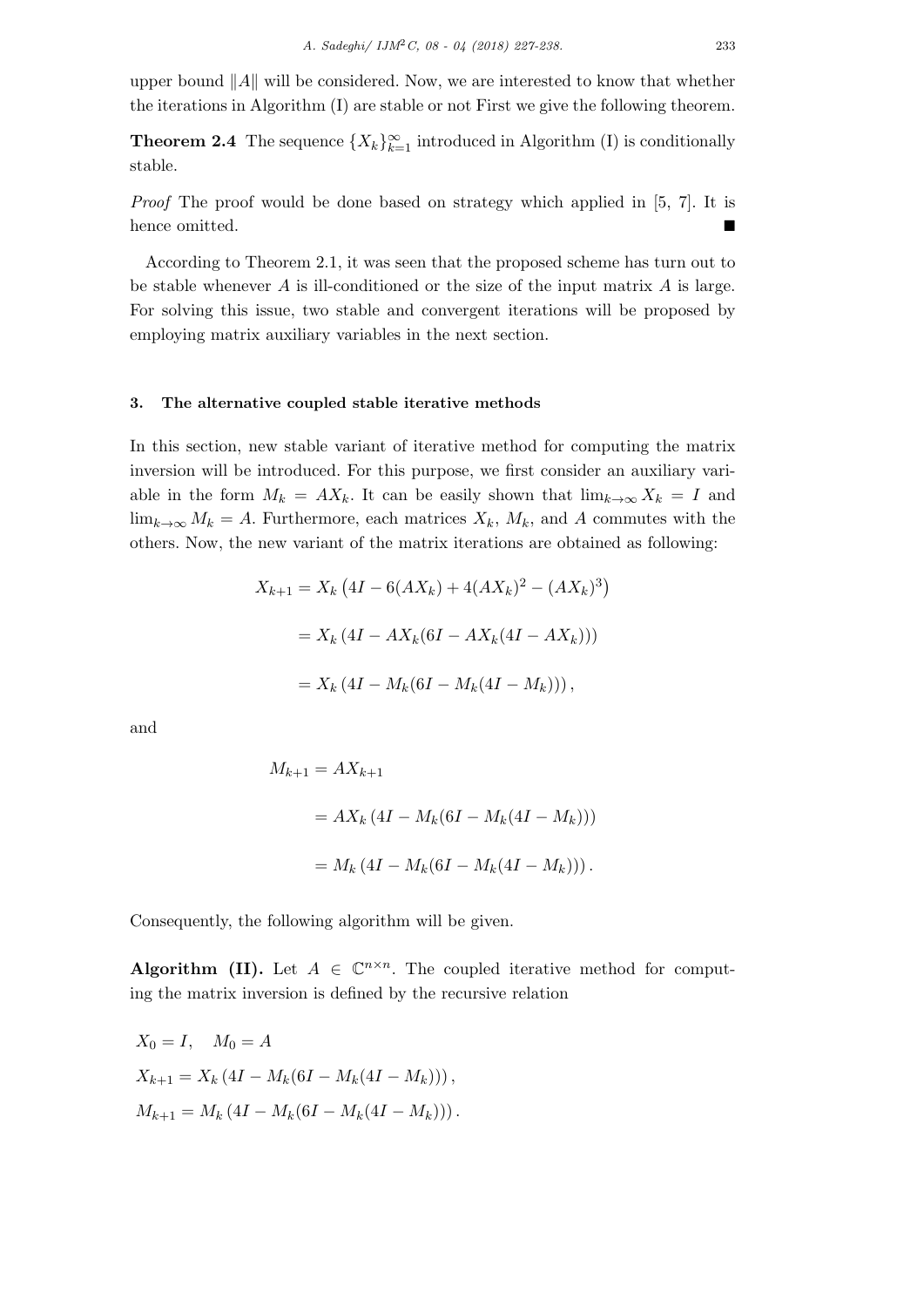upper bound $\|A\|$ will be considered. Now, we are interested to know that whether the iterations in Algorithm (I) are stable or not First we give the following theorem.

**Theorem 2.4** The sequence $\{X_k\}_{k=1}^{\infty}$ introduced in Algorithm (I) is conditionally stable.

*Proof* The proof would be done based on strategy which applied in [5, 7]. It is hence omitted. ■

According to Theorem 2.1, it was seen that the proposed scheme has turn out to be stable whenever $A$ is ill-conditioned or the size of the input matrix $A$ is large. For solving this issue, two stable and convergent iterations will be proposed by employing matrix auxiliary variables in the next section.

### 3. The alternative coupled stable iterative methods

In this section, new stable variant of iterative method for computing the matrix inversion will be introduced. For this purpose, we first consider an auxiliary variable in the form $M_k = AX_k$. It can be easily shown that $\lim_{k\to\infty} X_k = I$ and $\lim_{k\to\infty} M_k = A$. Furthermore, each matrices $X_k$, $M_k$, and $A$ commutes with the others. Now, the new variant of the matrix iterations are obtained as following:

$$
\begin{aligned}
X_{k+1} &= X_k \left(4I - 6(AX_k) + 4(AX_k)^2 - (AX_k)^3\right) \\
&= X_k \left(4I - AX_k(6I - AX_k(4I - AX_k))\right) \\
&= X_k \left(4I - M_k(6I - M_k(4I - M_k))\right),
\end{aligned}
$$

and

$$
\begin{aligned}
M_{k+1} &= AX_{k+1} \\
&= AX_k \left(4I - M_k(6I - M_k(4I - M_k))\right) \\
&= M_k \left(4I - M_k(6I - M_k(4I - M_k))\right).
\end{aligned}
$$

Consequently, the following algorithm will be given.

**Algorithm (II).** Let $A \in \mathbb{C}^{n\times n}$. The coupled iterative method for computing the matrix inversion is defined by the recursive relation

$$
\begin{aligned}
&X_0 = I, \quad M_0 = A \\
&X_{k+1} = X_k \left(4I - M_k(6I - M_k(4I - M_k))\right), \\
&M_{k+1} = M_k \left(4I - M_k(6I - M_k(4I - M_k))\right).
\end{aligned}
$$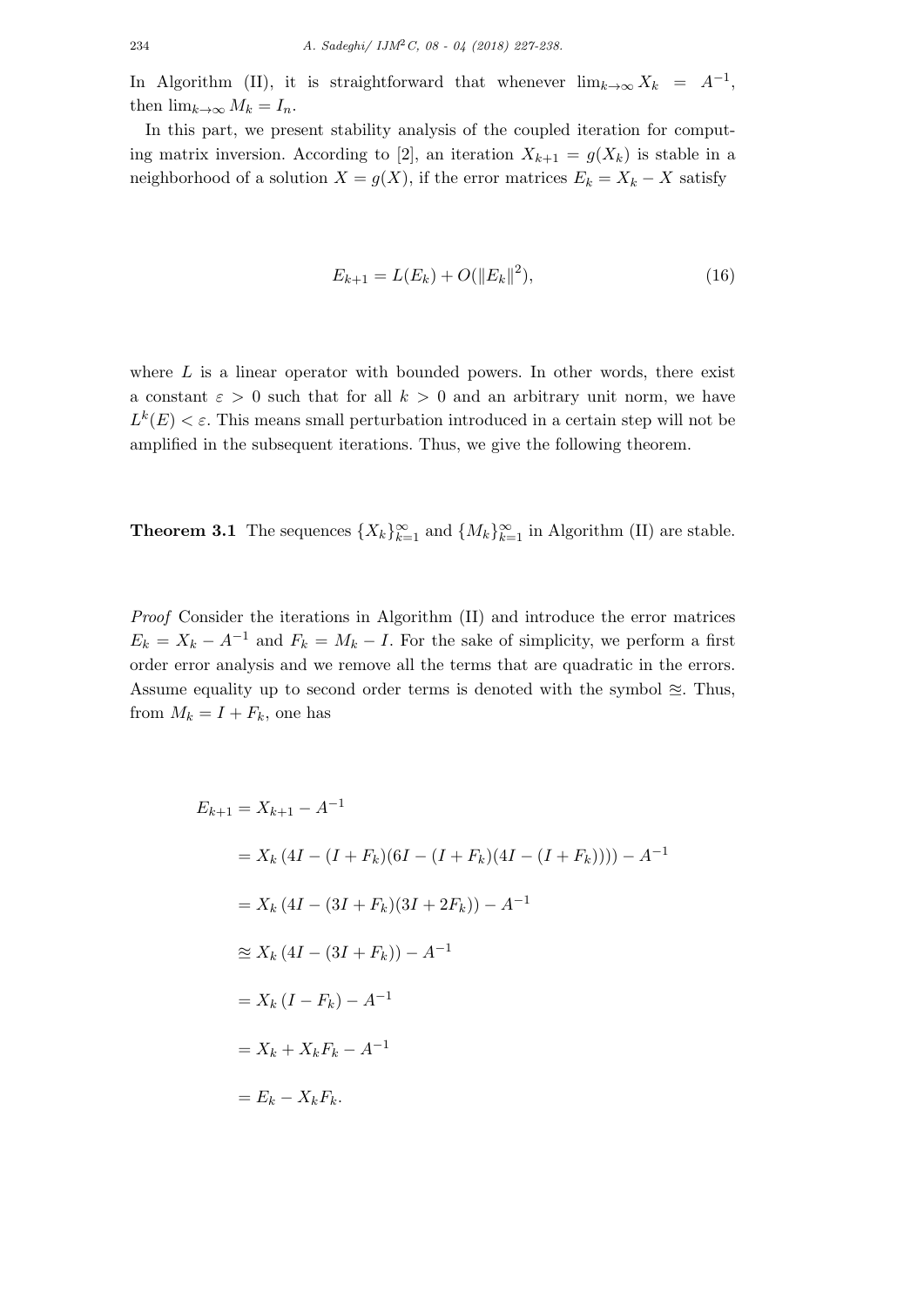In Algorithm (II), it is straightforward that whenever $\lim_{k\to\infty} X_k = A^{-1}$, then $\lim_{k\to\infty} M_k = I_n$.

In this part, we present stability analysis of the coupled iteration for computing matrix inversion. According to [2], an iteration $X_{k+1} = g(X_k)$ is stable in a neighborhood of a solution $X = g(X)$, if the error matrices $E_k = X_k - X$ satisfy

$$E_{k+1} = L(E_k) + O(\|E_k\|^2), \tag{16}$$

where $L$ is a linear operator with bounded powers. In other words, there exist a constant $\varepsilon > 0$ such that for all $k > 0$ and an arbitrary unit norm, we have $L^k(E) < \varepsilon$. This means small perturbation introduced in a certain step will not be amplified in the subsequent iterations. Thus, we give the following theorem.

**Theorem 3.1** The sequences $\{X_k\}_{k=1}^{\infty}$ and $\{M_k\}_{k=1}^{\infty}$ in Algorithm (II) are stable.

*Proof* Consider the iterations in Algorithm (II) and introduce the error matrices $E_k = X_k - A^{-1}$ and $F_k = M_k - I$. For the sake of simplicity, we perform a first order error analysis and we remove all the terms that are quadratic in the errors. Assume equality up to second order terms is denoted with the symbol $\approxeq$. Thus, from $M_k = I + F_k$, one has

$$
\begin{aligned}
E_{k+1} &= X_{k+1} - A^{-1} \\
&= X_k \left(4I - (I + F_k)(6I - (I + F_k)(4I - (I + F_k)))\right) - A^{-1} \\
&= X_k \left(4I - (3I + F_k)(3I + 2F_k)\right) - A^{-1} \\
&\approxeq X_k \left(4I - (3I + F_k)\right) - A^{-1} \\
&= X_k \left(I - F_k\right) - A^{-1} \\
&= X_k + X_k F_k - A^{-1} \\
&= E_k - X_k F_k.
\end{aligned}
$$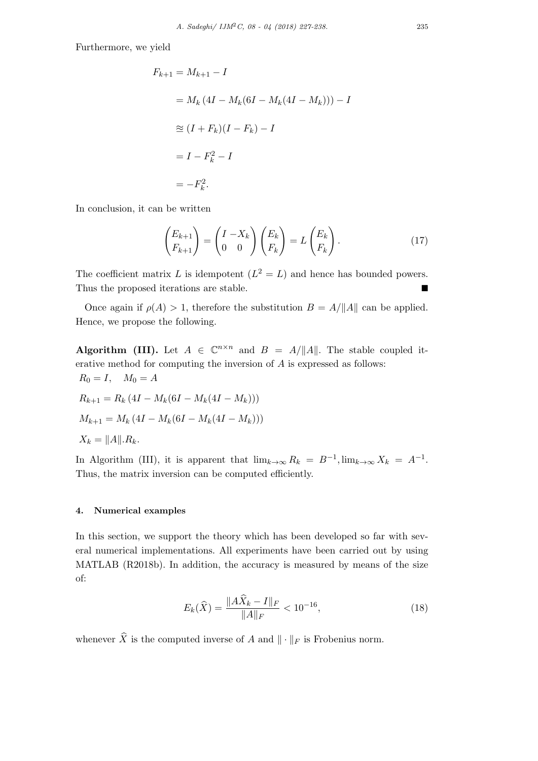Furthermore, we yield

$$
\begin{aligned}
F_{k+1} &= M_{k+1} - I \\
&= M_k \left(4I - M_k(6I - M_k(4I - M_k))\right) - I \\
&\approxeq (I + F_k)(I - F_k) - I \\
&= I - F_k^2 - I \\
&= -F_k^2.
\end{aligned}
$$

In conclusion, it can be written

$$
\begin{pmatrix} E_{k+1} \\ F_{k+1} \end{pmatrix} = \begin{pmatrix} I & -X_k \\ 0 & 0 \end{pmatrix} \begin{pmatrix} E_k \\ F_k \end{pmatrix} = L \begin{pmatrix} E_k \\ F_k \end{pmatrix}. \tag{17}
$$

The coefficient matrix $L$ is idempotent ($L^2 = L$) and hence has bounded powers. Thus the proposed iterations are stable. ∎

Once again if $\rho(A) > 1$, therefore the substitution $B = A/\|A\|$ can be applied. Hence, we propose the following.

**Algorithm (III).** Let $A \in \mathbb{C}^{n\times n}$ and $B = A/\|A\|$. The stable coupled iterative method for computing the inversion of $A$ is expressed as follows:

$R_0 = I, \quad M_0 = A$

$R_{k+1} = R_k \left(4I - M_k(6I - M_k(4I - M_k))\right)$

$M_{k+1} = M_k \left(4I - M_k(6I - M_k(4I - M_k))\right)$

$X_k = \|A\|.R_k.$

In Algorithm (III), it is apparent that $\lim_{k\to\infty} R_k = B^{-1}, \lim_{k\to\infty} X_k = A^{-1}$. Thus, the matrix inversion can be computed efficiently.

## 4. Numerical examples

In this section, we support the theory which has been developed so far with several numerical implementations. All experiments have been carried out by using MATLAB (R2018b). In addition, the accuracy is measured by means of the size of:

$$
E_k(\widehat{X}) = \frac{\|A\widehat{X}_k - I\|_F}{\|A\|_F} < 10^{-16}, \tag{18}
$$

whenever $\widehat{X}$ is the computed inverse of $A$ and $\|\cdot\|_F$ is Frobenius norm.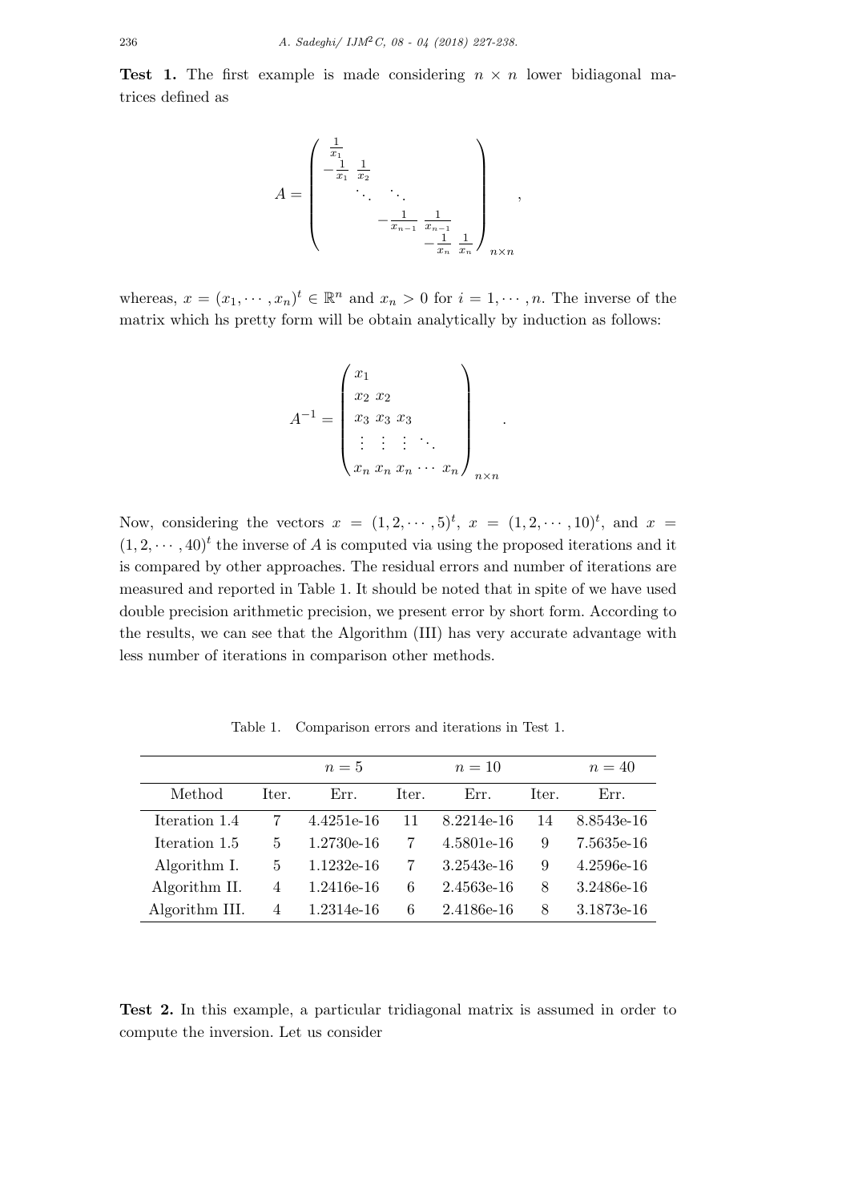**Test 1.** The first example is made considering $n \times n$ lower bidiagonal matrices defined as

$$A = \begin{pmatrix} \frac{1}{x_1} & & & & \\ -\frac{1}{x_1} & \frac{1}{x_2} & & & \\ & \ddots & \ddots & & \\ & & -\frac{1}{x_{n-1}} & \frac{1}{x_{n-1}} & \\ & & & -\frac{1}{x_n} & \frac{1}{x_n} \end{pmatrix}_{n \times n},$$

whereas, $x = (x_1, \cdots, x_n)^t \in \mathbb{R}^n$ and $x_n > 0$ for $i = 1, \cdots, n$. The inverse of the matrix which hs pretty form will be obtain analytically by induction as follows:

$$A^{-1} = \begin{pmatrix} x_1 & & & & \\ x_2 & x_2 & & & \\ x_3 & x_3 & x_3 & & \\ \vdots & \vdots & \vdots & \ddots & \\ x_n & x_n & x_n & \cdots & x_n \end{pmatrix}_{n \times n}.$$

Now, considering the vectors $x = (1, 2, \cdots, 5)^t$, $x = (1, 2, \cdots, 10)^t$, and $x = (1, 2, \cdots, 40)^t$ the inverse of $A$ is computed via using the proposed iterations and it is compared by other approaches. The residual errors and number of iterations are measured and reported in Table 1. It should be noted that in spite of we have used double precision arithmetic precision, we present error by short form. According to the results, we can see that the Algorithm (III) has very accurate advantage with less number of iterations in comparison other methods.

Table 1. Comparison errors and iterations in Test 1.

| | $n=5$ | | $n=10$ | | $n=40$ | |
|---|---|---|---|---|---|---|
| Method | Iter. | Err. | Iter. | Err. | Iter. | Err. |
| Iteration 1.4 | 7 | 4.4251e-16 | 11 | 8.2214e-16 | 14 | 8.8543e-16 |
| Iteration 1.5 | 5 | 1.2730e-16 | 7 | 4.5801e-16 | 9 | 7.5635e-16 |
| Algorithm I. | 5 | 1.1232e-16 | 7 | 3.2543e-16 | 9 | 4.2596e-16 |
| Algorithm II. | 4 | 1.2416e-16 | 6 | 2.4563e-16 | 8 | 3.2486e-16 |
| Algorithm III. | 4 | 1.2314e-16 | 6 | 2.4186e-16 | 8 | 3.1873e-16 |

**Test 2.** In this example, a particular tridiagonal matrix is assumed in order to compute the inversion. Let us consider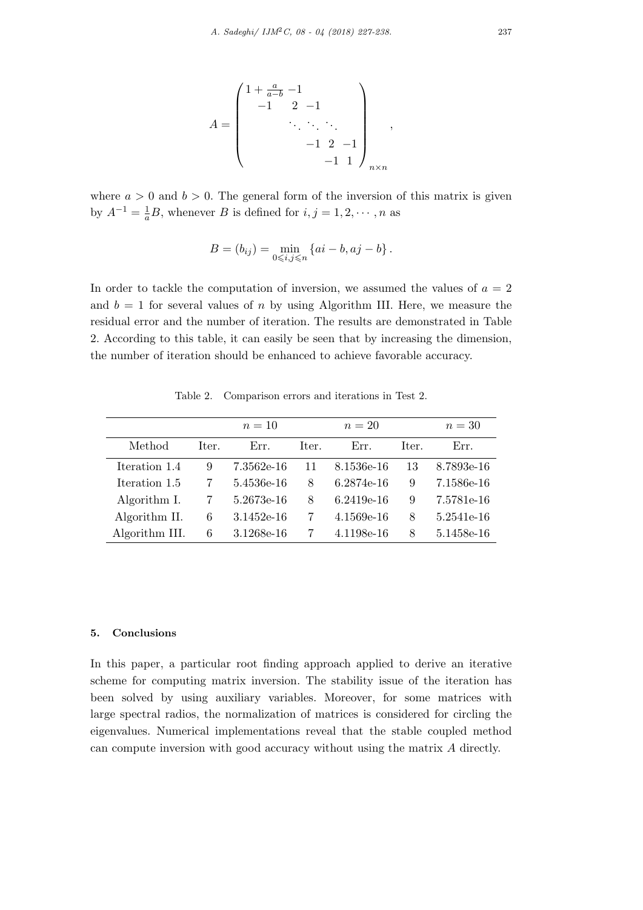$$
A = \begin{pmatrix} 1+\frac{a}{a-b} & -1 & & & \\ -1 & 2 & -1 & & \\ & \ddots & \ddots & \ddots & \\ & & -1 & 2 & -1 \\ & & & -1 & 1 \end{pmatrix}_{n \times n},
$$

where $a > 0$ and $b > 0$. The general form of the inversion of this matrix is given by $A^{-1} = \frac{1}{a}B$, whenever $B$ is defined for $i, j = 1, 2, \cdots, n$ as

$$
B = (b_{ij}) = \min_{0 \leqslant i,j \leqslant n} \{ai - b, aj - b\}.
$$

In order to tackle the computation of inversion, we assumed the values of $a = 2$ and $b = 1$ for several values of $n$ by using Algorithm III. Here, we measure the residual error and the number of iteration. The results are demonstrated in Table 2. According to this table, it can easily be seen that by increasing the dimension, the number of iteration should be enhanced to achieve favorable accuracy.

Table 2. Comparison errors and iterations in Test 2.

| | $n = 10$ | | $n = 20$ | | $n = 30$ | |
|---|---|---|---|---|---|---|
| Method | Iter. | Err. | Iter. | Err. | Iter. | Err. |
| Iteration 1.4 | 9 | 7.3562e-16 | 11 | 8.1536e-16 | 13 | 8.7893e-16 |
| Iteration 1.5 | 7 | 5.4536e-16 | 8 | 6.2874e-16 | 9 | 7.1586e-16 |
| Algorithm I. | 7 | 5.2673e-16 | 8 | 6.2419e-16 | 9 | 7.5781e-16 |
| Algorithm II. | 6 | 3.1452e-16 | 7 | 4.1569e-16 | 8 | 5.2541e-16 |
| Algorithm III. | 6 | 3.1268e-16 | 7 | 4.1198e-16 | 8 | 5.1458e-16 |

## 5. Conclusions

In this paper, a particular root finding approach applied to derive an iterative scheme for computing matrix inversion. The stability issue of the iteration has been solved by using auxiliary variables. Moreover, for some matrices with large spectral radios, the normalization of matrices is considered for circling the eigenvalues. Numerical implementations reveal that the stable coupled method can compute inversion with good accuracy without using the matrix $A$ directly.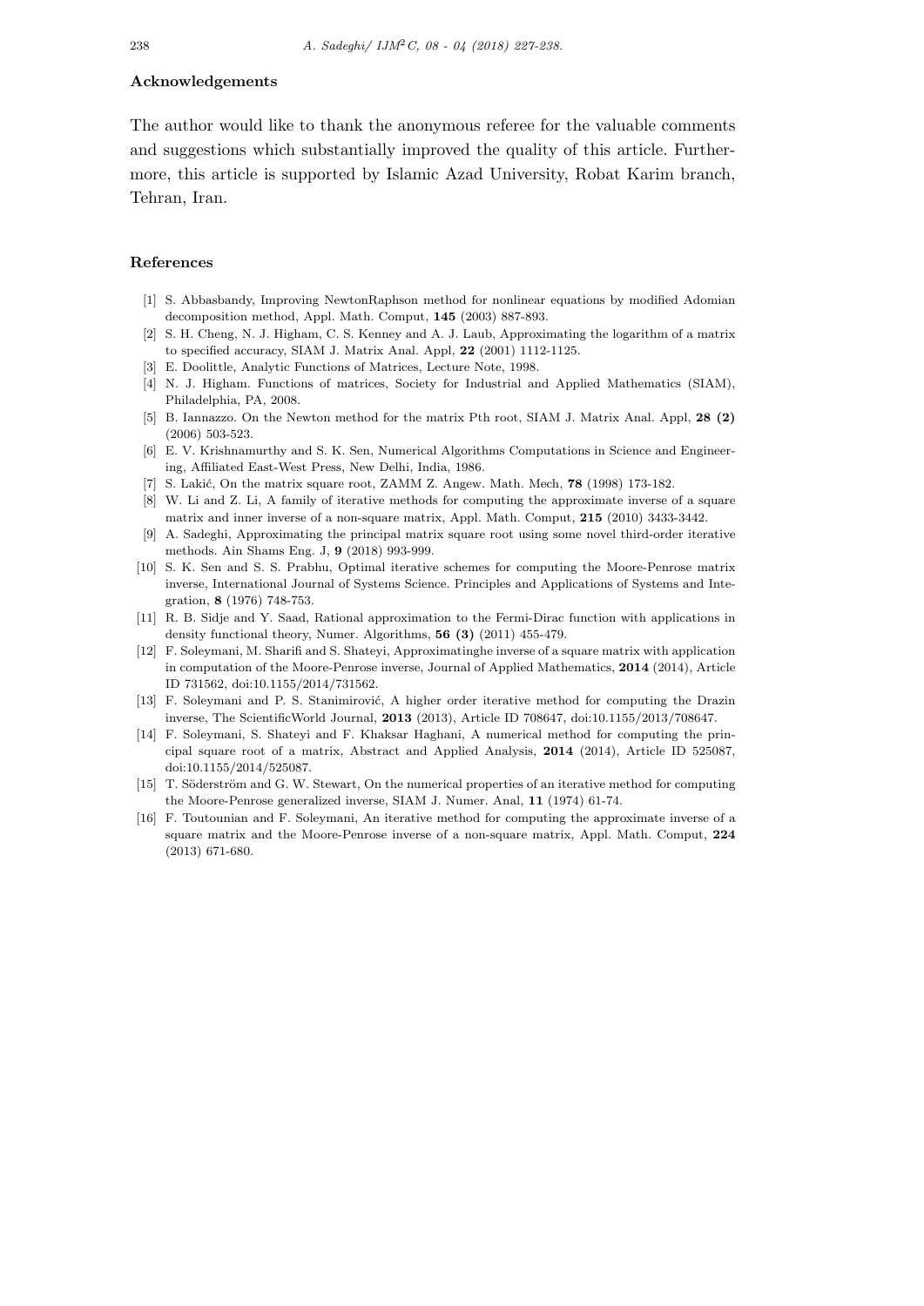## Acknowledgements

The author would like to thank the anonymous referee for the valuable comments and suggestions which substantially improved the quality of this article. Furthermore, this article is supported by Islamic Azad University, Robat Karim branch, Tehran, Iran.

## References

[1] S. Abbasbandy, Improving NewtonRaphson method for nonlinear equations by modified Adomian decomposition method, Appl. Math. Comput, **145** (2003) 887-893.

[2] S. H. Cheng, N. J. Higham, C. S. Kenney and A. J. Laub, Approximating the logarithm of a matrix to specified accuracy, SIAM J. Matrix Anal. Appl, **22** (2001) 1112-1125.

[3] E. Doolittle, Analytic Functions of Matrices, Lecture Note, 1998.

[4] N. J. Higham. Functions of matrices, Society for Industrial and Applied Mathematics (SIAM), Philadelphia, PA, 2008.

[5] B. Iannazzo. On the Newton method for the matrix Pth root, SIAM J. Matrix Anal. Appl, **28 (2)** (2006) 503-523.

[6] E. V. Krishnamurthy and S. K. Sen, Numerical Algorithms Computations in Science and Engineering, Affiliated East-West Press, New Delhi, India, 1986.

[7] S. Lakić, On the matrix square root, ZAMM Z. Angew. Math. Mech, **78** (1998) 173-182.

[8] W. Li and Z. Li, A family of iterative methods for computing the approximate inverse of a square matrix and inner inverse of a non-square matrix, Appl. Math. Comput, **215** (2010) 3433-3442.

[9] A. Sadeghi, Approximating the principal matrix square root using some novel third-order iterative methods. Ain Shams Eng. J, **9** (2018) 993-999.

[10] S. K. Sen and S. S. Prabhu, Optimal iterative schemes for computing the Moore-Penrose matrix inverse, International Journal of Systems Science. Principles and Applications of Systems and Integration, **8** (1976) 748-753.

[11] R. B. Sidje and Y. Saad, Rational approximation to the Fermi-Dirac function with applications in density functional theory, Numer. Algorithms, **56 (3)** (2011) 455-479.

[12] F. Soleymani, M. Sharifi and S. Shateyi, Approximatinghe inverse of a square matrix with application in computation of the Moore-Penrose inverse, Journal of Applied Mathematics, **2014** (2014), Article ID 731562, doi:10.1155/2014/731562.

[13] F. Soleymani and P. S. Stanimirović, A higher order iterative method for computing the Drazin inverse, The ScientificWorld Journal, **2013** (2013), Article ID 708647, doi:10.1155/2013/708647.

[14] F. Soleymani, S. Shateyi and F. Khaksar Haghani, A numerical method for computing the principal square root of a matrix, Abstract and Applied Analysis, **2014** (2014), Article ID 525087, doi:10.1155/2014/525087.

[15] T. Söderström and G. W. Stewart, On the numerical properties of an iterative method for computing the Moore-Penrose generalized inverse, SIAM J. Numer. Anal, **11** (1974) 61-74.

[16] F. Toutounian and F. Soleymani, An iterative method for computing the approximate inverse of a square matrix and the Moore-Penrose inverse of a non-square matrix, Appl. Math. Comput, **224** (2013) 671-680.